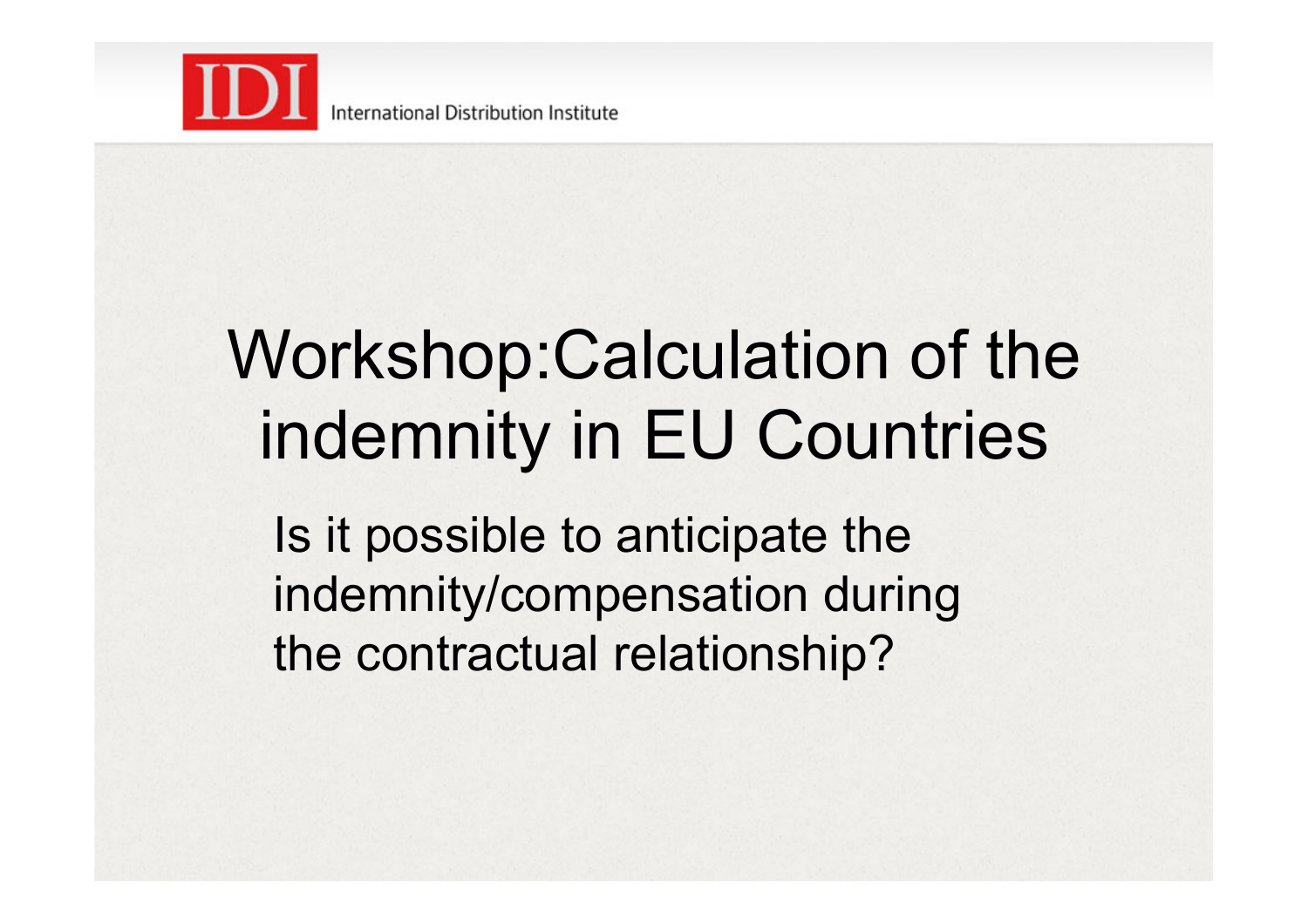# Workshop:Calculation of the indemnity in EU Countries

Is it possible to anticipate the indemnity/compensation during the contractual relationship?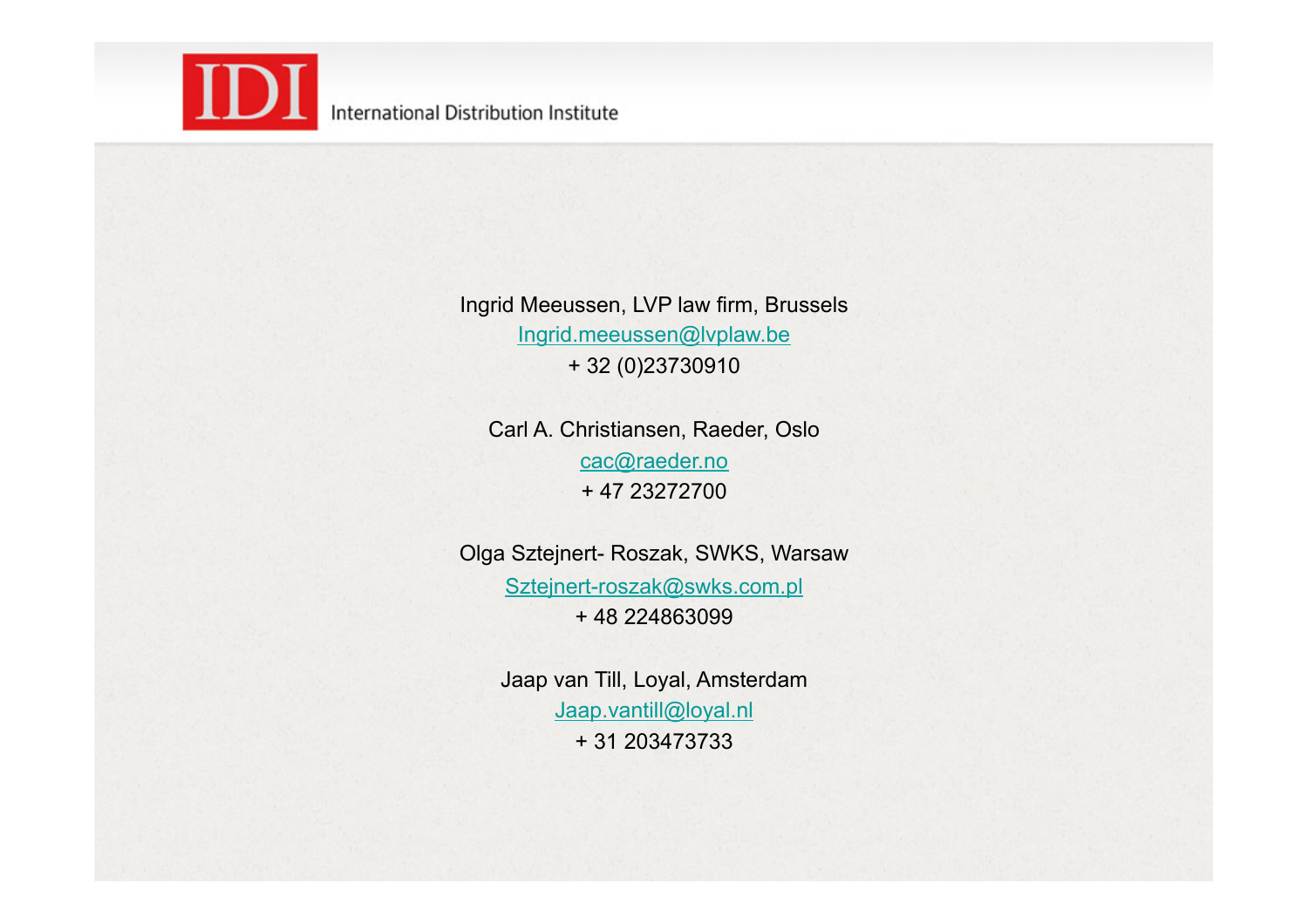Ingrid Meeussen, LVP law firm, Brussels
Ingrid.meeussen@lvplaw.be
+ 32 (0)23730910

Carl A. Christiansen, Raeder, Oslo
cac@raeder.no
+ 47 23272700

Olga Sztejnert- Roszak, SWKS, Warsaw
Sztejnert-roszak@swks.com.pl
+ 48 224863099

Jaap van Till, Loyal, Amsterdam
Jaap.vantill@loyal.nl
+ 31 203473733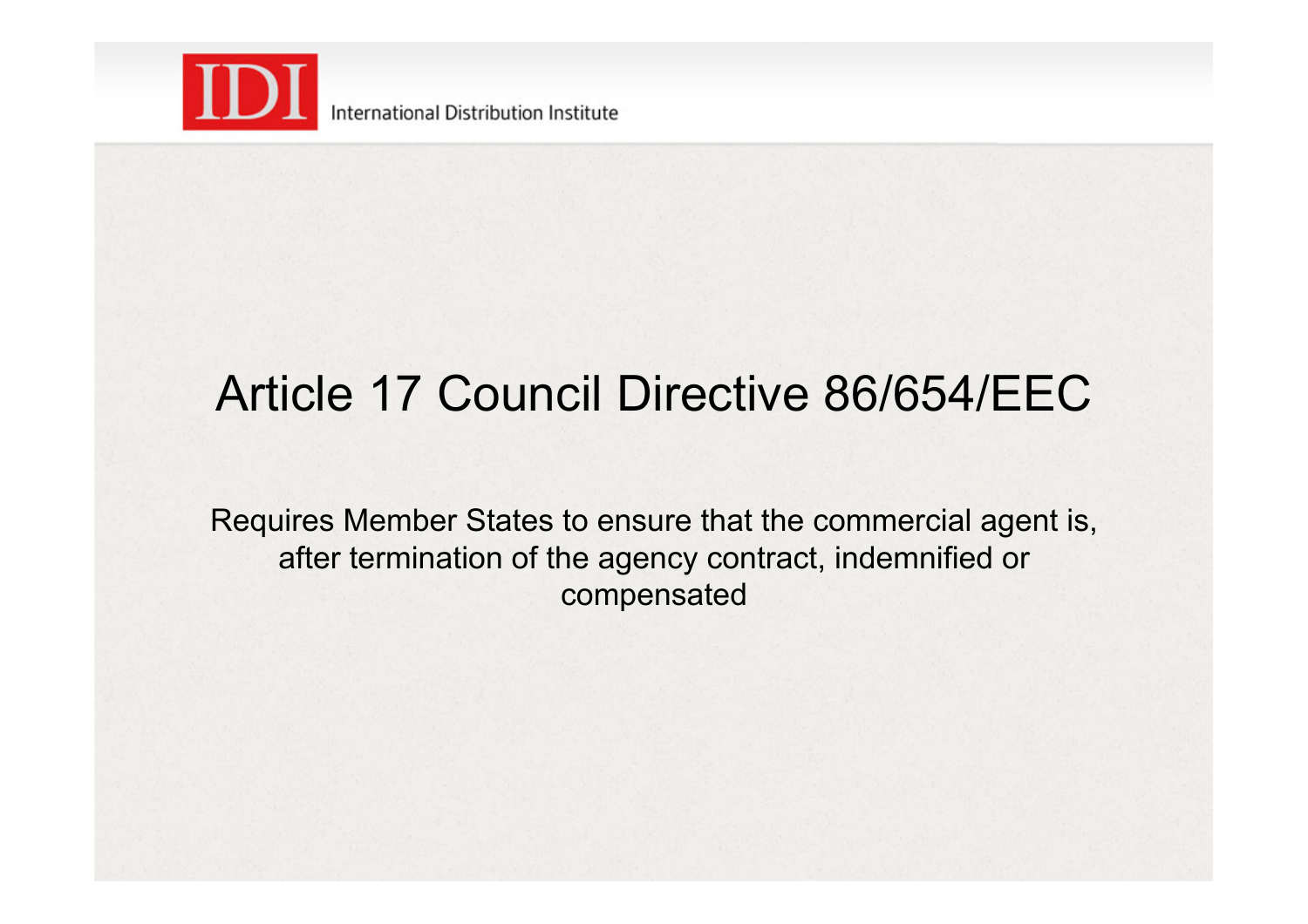# Article 17 Council Directive 86/654/EEC

Requires Member States to ensure that the commercial agent is, after termination of the agency contract, indemnified or compensated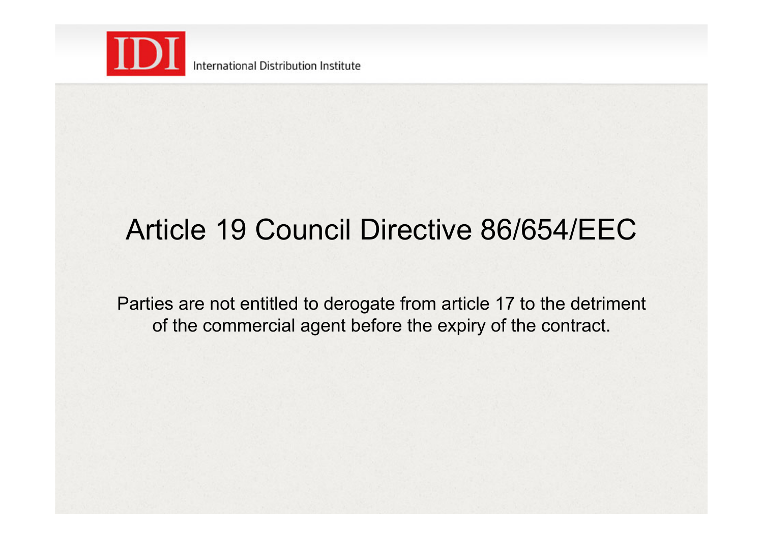# Article 19 Council Directive 86/654/EEC

Parties are not entitled to derogate from article 17 to the detriment of the commercial agent before the expiry of the contract.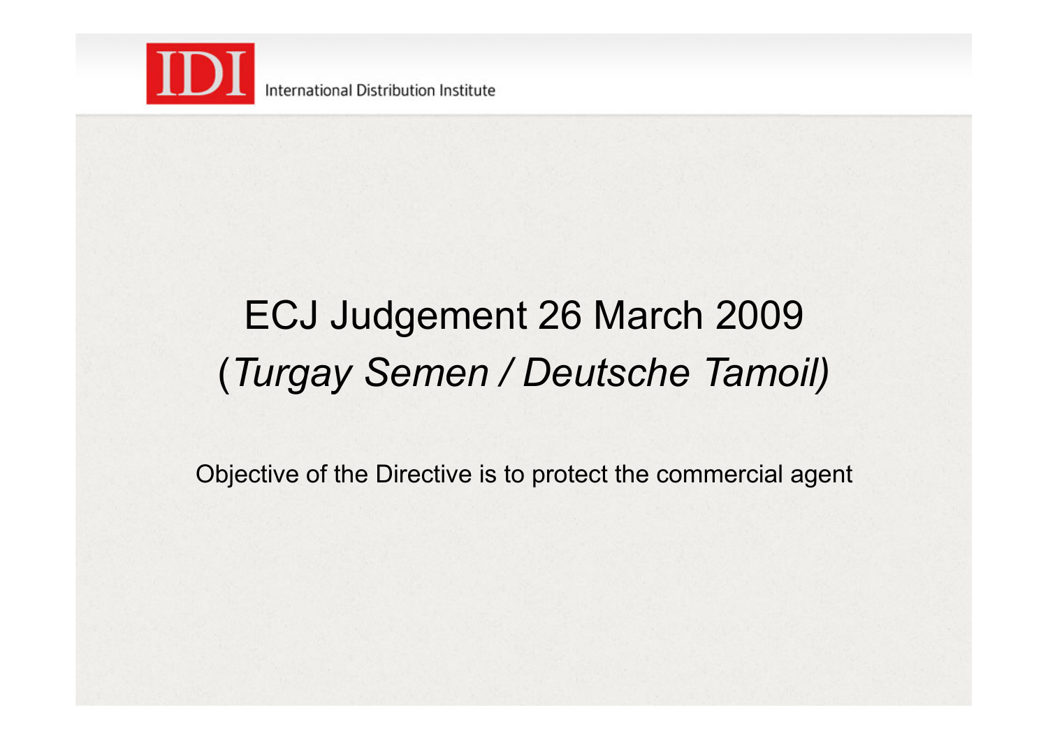# ECJ Judgement 26 March 2009 (*Turgay Semen / Deutsche Tamoil)*

Objective of the Directive is to protect the commercial agent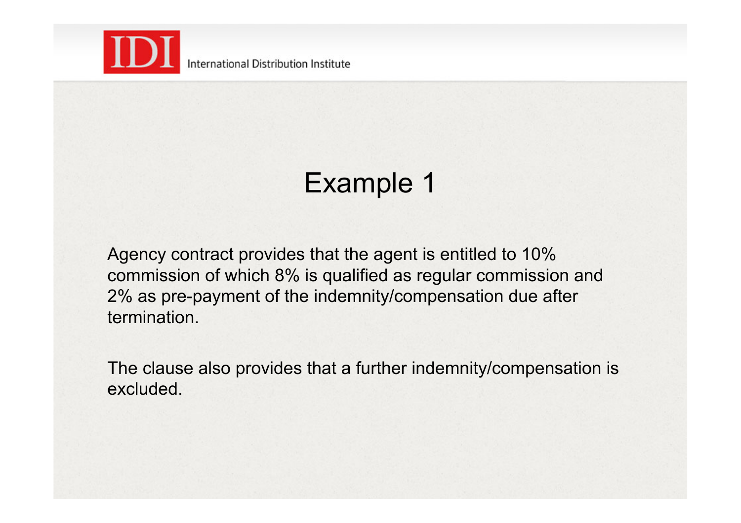# Example 1

Agency contract provides that the agent is entitled to 10% commission of which 8% is qualified as regular commission and 2% as pre-payment of the indemnity/compensation due after termination.

The clause also provides that a further indemnity/compensation is excluded.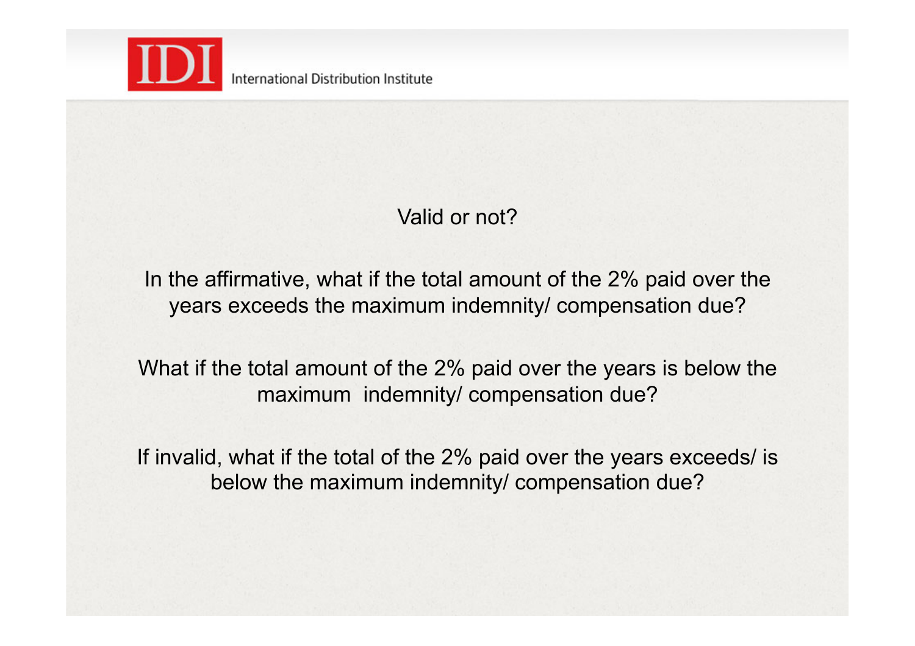Valid or not?

In the affirmative, what if the total amount of the 2% paid over the years exceeds the maximum indemnity/ compensation due?

What if the total amount of the 2% paid over the years is below the maximum indemnity/ compensation due?

If invalid, what if the total of the 2% paid over the years exceeds/ is below the maximum indemnity/ compensation due?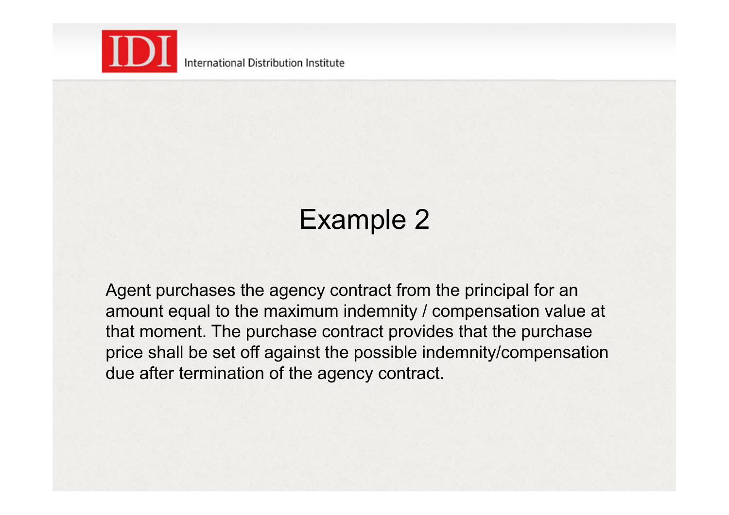# Example 2

Agent purchases the agency contract from the principal for an amount equal to the maximum indemnity / compensation value at that moment. The purchase contract provides that the purchase price shall be set off against the possible indemnity/compensation due after termination of the agency contract.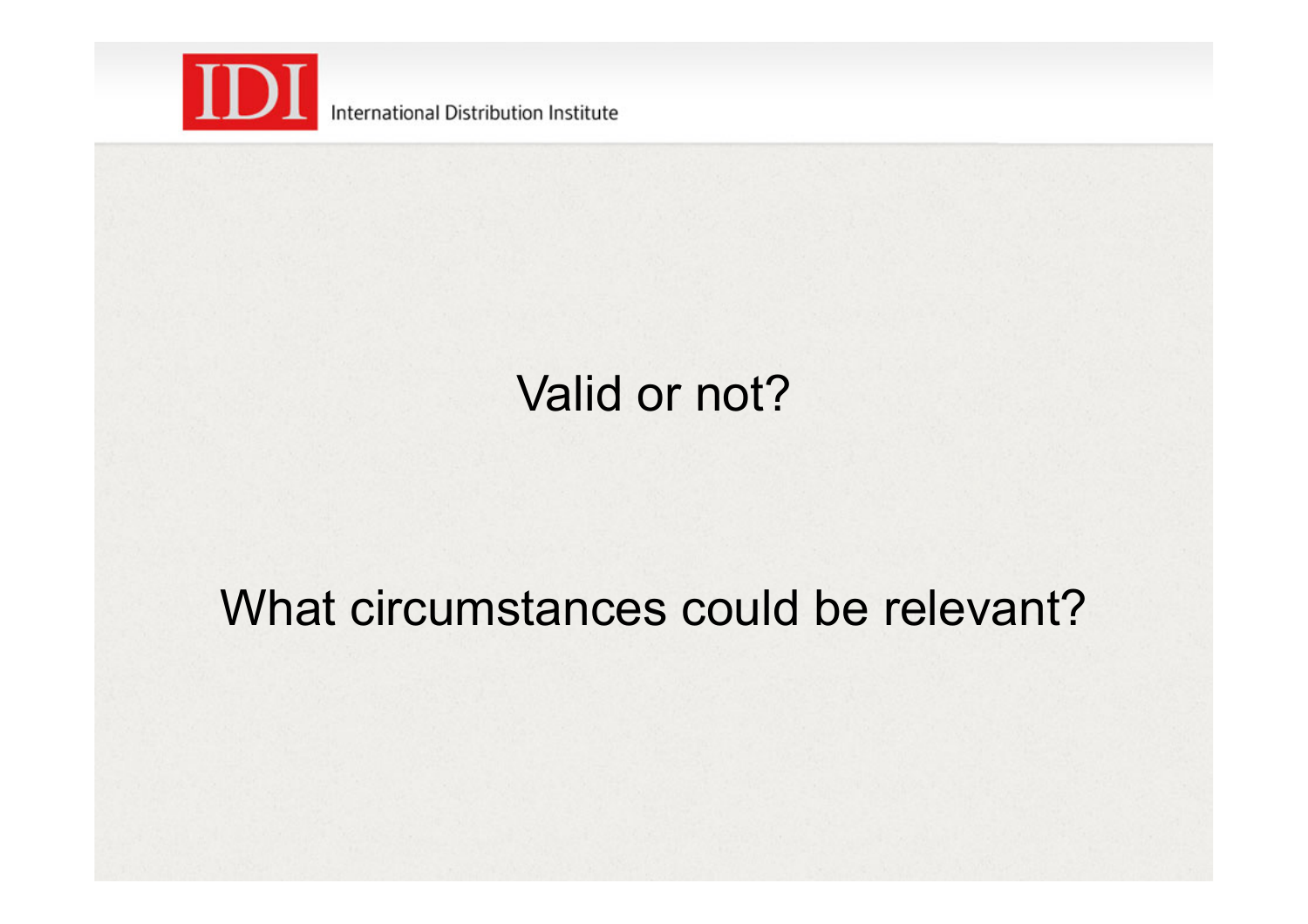Valid or not?

What circumstances could be relevant?